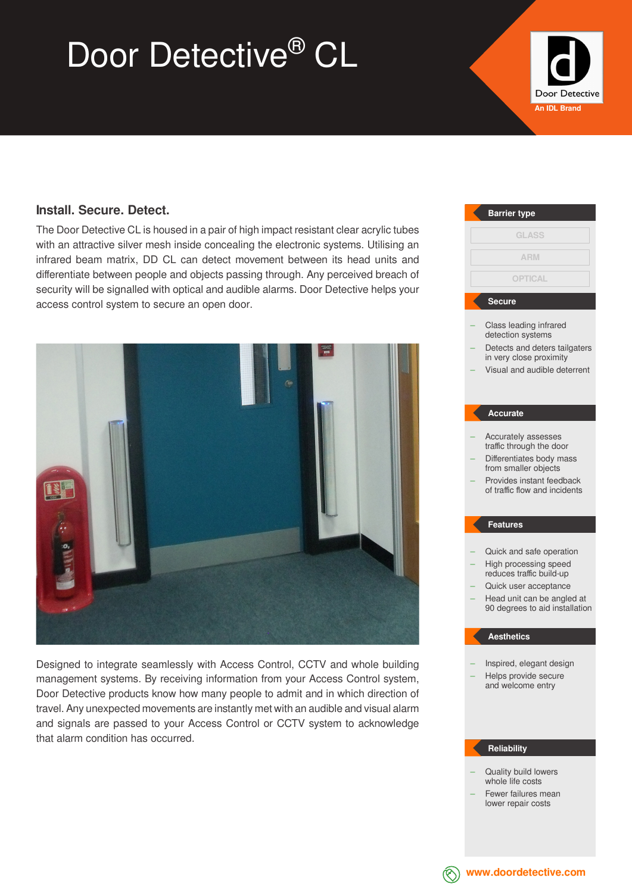# Door Detective® CL

Door Detective
An IDL Brand

## Install. Secure. Detect.

The Door Detective CL is housed in a pair of high impact resistant clear acrylic tubes with an attractive silver mesh inside concealing the electronic systems. Utilising an infrared beam matrix, DD CL can detect movement between its head units and differentiate between people and objects passing through. Any perceived breach of security will be signalled with optical and audible alarms. Door Detective helps your access control system to secure an open door.

Designed to integrate seamlessly with Access Control, CCTV and whole building management systems. By receiving information from your Access Control system, Door Detective products know how many people to admit and in which direction of travel. Any unexpected movements are instantly met with an audible and visual alarm and signals are passed to your Access Control or CCTV system to acknowledge that alarm condition has occurred.

### Barrier type

- GLASS
- ARM
- OPTICAL

### Secure

- Class leading infrared detection systems
- Detects and deters tailgaters in very close proximity
- Visual and audible deterrent

### Accurate

- Accurately assesses traffic through the door
- Differentiates body mass from smaller objects
- Provides instant feedback of traffic flow and incidents

### Features

- Quick and safe operation
- High processing speed reduces traffic build-up
- Quick user acceptance
- Head unit can be angled at 90 degrees to aid installation

### Aesthetics

- Inspired, elegant design
- Helps provide secure and welcome entry

### Reliability

- Quality build lowers whole life costs
- Fewer failures mean lower repair costs

www.doordetective.com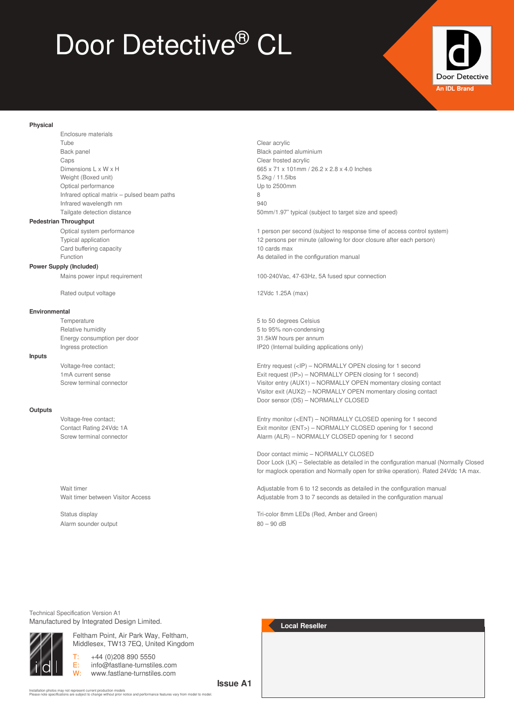# Door Detective® CL

Door Detective
An IDL Brand

| | | |
|---|---|---|
| **Physical** | | |
| | Enclosure materials | |
| | Tube | Clear acrylic |
| | Back panel | Black painted aluminium |
| | Caps | Clear frosted acrylic |
| | Dimensions L x W x H | 665 x 71 x 101mm / 26.2 x 2.8 x 4.0 Inches |
| | Weight (Boxed unit) | 5.2kg / 11.5lbs |
| | Optical performance | Up to 2500mm |
| | Infrared optical matrix – pulsed beam paths | 8 |
| | Infrared wavelength nm | 940 |
| | Tailgate detection distance | 50mm/1.97" typical (subject to target size and speed) |
| **Pedestrian Throughput** | | |
| | Optical system performance | 1 person per second (subject to response time of access control system) |
| | Typical application | 12 persons per minute (allowing for door closure after each person) |
| | Card buffering capacity | 10 cards max |
| | Function | As detailed in the configuration manual |
| **Power Supply (Included)** | | |
| | Mains power input requirement | 100-240Vac, 47-63Hz, 5A fused spur connection |
| | Rated output voltage | 12Vdc 1.25A (max) |
| **Environmental** | | |
| | Temperature | 5 to 50 degrees Celsius |
| | Relative humidity | 5 to 95% non-condensing |
| | Energy consumption per door | 31.5kW hours per annum |
| | Ingress protection | IP20 (Internal building applications only) |
| **Inputs** | | |
| | Voltage-free contact; 1mA current sense Screw terminal connector | Entry request (<IP) – NORMALLY OPEN closing for 1 second<br>Exit request (IP>) – NORMALLY OPEN closing for 1 second)<br>Visitor entry (AUX1) – NORMALLY OPEN momentary closing contact<br>Visitor exit (AUX2) – NORMALLY OPEN momentary closing contact<br>Door sensor (DS) – NORMALLY CLOSED |
| **Outputs** | | |
| | Voltage-free contact; Contact Rating 24Vdc 1A Screw terminal connector | Entry monitor (<ENT) – NORMALLY CLOSED opening for 1 second<br>Exit monitor (ENT>) – NORMALLY CLOSED opening for 1 second<br>Alarm (ALR) – NORMALLY CLOSED opening for 1 second |
| | | Door contact mimic – NORMALLY CLOSED<br>Door Lock (LK) – Selectable as detailed in the configuration manual (Normally Closed for maglock operation and Normally open for strike operation). Rated 24Vdc 1A max. |
| | Wait timer | Adjustable from 6 to 12 seconds as detailed in the configuration manual |
| | Wait timer between Visitor Access | Adjustable from 3 to 7 seconds as detailed in the configuration manual |
| | Status display | Tri-color 8mm LEDs (Red, Amber and Green) |
| | Alarm sounder output | 80 – 90 dB |

Technical Specification Version A1
Manufactured by Integrated Design Limited.

Feltham Point, Air Park Way, Feltham,
Middlesex, TW13 7EQ, United Kingdom

T: +44 (0)208 890 5550
E: info@fastlane-turnstiles.com
W: www.fastlane-turnstiles.com

**Issue A1**

**Local Reseller**

Installation photos may not represent current production models
Please note specifications are subject to change without prior notice and performance features vary from model to model.